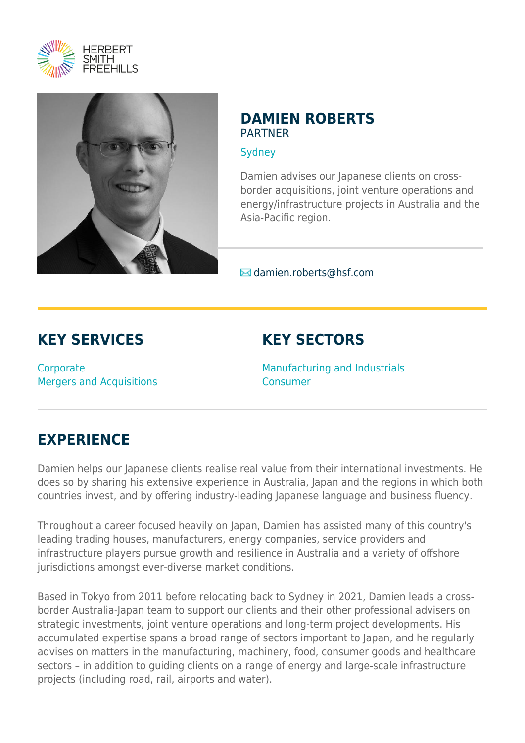HERBERT SMITH FREEHILLS

# DAMIEN ROBERTS

PARTNER

Sydney

Damien advises our Japanese clients on cross-border acquisitions, joint venture operations and energy/infrastructure projects in Australia and the Asia-Pacific region.

damien.roberts@hsf.com

## KEY SERVICES

Corporate
Mergers and Acquisitions

## KEY SECTORS

Manufacturing and Industrials
Consumer

## EXPERIENCE

Damien helps our Japanese clients realise real value from their international investments. He does so by sharing his extensive experience in Australia, Japan and the regions in which both countries invest, and by offering industry-leading Japanese language and business fluency.

Throughout a career focused heavily on Japan, Damien has assisted many of this country's leading trading houses, manufacturers, energy companies, service providers and infrastructure players pursue growth and resilience in Australia and a variety of offshore jurisdictions amongst ever-diverse market conditions.

Based in Tokyo from 2011 before relocating back to Sydney in 2021, Damien leads a cross-border Australia-Japan team to support our clients and their other professional advisers on strategic investments, joint venture operations and long-term project developments. His accumulated expertise spans a broad range of sectors important to Japan, and he regularly advises on matters in the manufacturing, machinery, food, consumer goods and healthcare sectors – in addition to guiding clients on a range of energy and large-scale infrastructure projects (including road, rail, airports and water).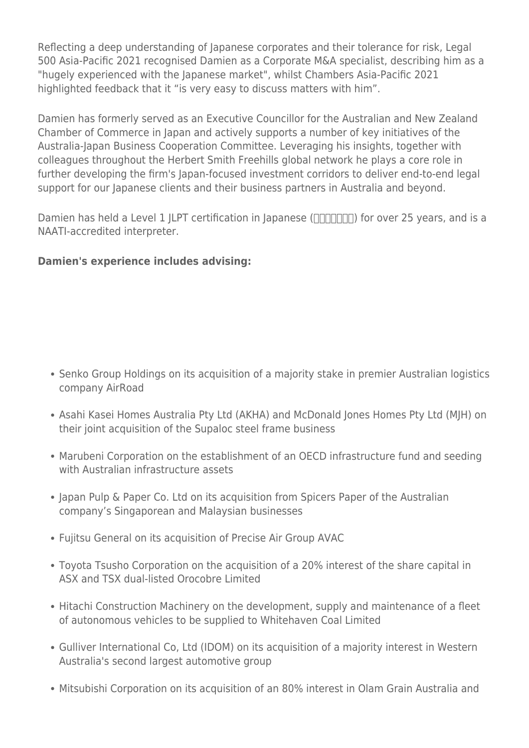Reflecting a deep understanding of Japanese corporates and their tolerance for risk, Legal 500 Asia-Pacific 2021 recognised Damien as a Corporate M&A specialist, describing him as a "hugely experienced with the Japanese market", whilst Chambers Asia-Pacific 2021 highlighted feedback that it "is very easy to discuss matters with him".

Damien has formerly served as an Executive Councillor for the Australian and New Zealand Chamber of Commerce in Japan and actively supports a number of key initiatives of the Australia-Japan Business Cooperation Committee. Leveraging his insights, together with colleagues throughout the Herbert Smith Freehills global network he plays a core role in further developing the firm's Japan-focused investment corridors to deliver end-to-end legal support for our Japanese clients and their business partners in Australia and beyond.

Damien has held a Level 1 JLPT certification in Japanese (□□□□□□□) for over 25 years, and is a NAATI-accredited interpreter.

**Damien's experience includes advising:**

- Senko Group Holdings on its acquisition of a majority stake in premier Australian logistics company AirRoad
- Asahi Kasei Homes Australia Pty Ltd (AKHA) and McDonald Jones Homes Pty Ltd (MJH) on their joint acquisition of the Supaloc steel frame business
- Marubeni Corporation on the establishment of an OECD infrastructure fund and seeding with Australian infrastructure assets
- Japan Pulp & Paper Co. Ltd on its acquisition from Spicers Paper of the Australian company's Singaporean and Malaysian businesses
- Fujitsu General on its acquisition of Precise Air Group AVAC
- Toyota Tsusho Corporation on the acquisition of a 20% interest of the share capital in ASX and TSX dual-listed Orocobre Limited
- Hitachi Construction Machinery on the development, supply and maintenance of a fleet of autonomous vehicles to be supplied to Whitehaven Coal Limited
- Gulliver International Co, Ltd (IDOM) on its acquisition of a majority interest in Western Australia's second largest automotive group
- Mitsubishi Corporation on its acquisition of an 80% interest in Olam Grain Australia and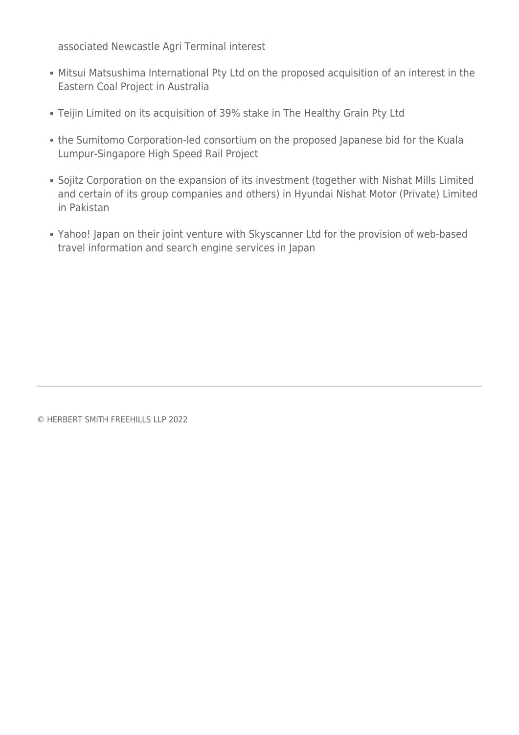associated Newcastle Agri Terminal interest

- Mitsui Matsushima International Pty Ltd on the proposed acquisition of an interest in the Eastern Coal Project in Australia
- Teijin Limited on its acquisition of 39% stake in The Healthy Grain Pty Ltd
- the Sumitomo Corporation-led consortium on the proposed Japanese bid for the Kuala Lumpur-Singapore High Speed Rail Project
- Sojitz Corporation on the expansion of its investment (together with Nishat Mills Limited and certain of its group companies and others) in Hyundai Nishat Motor (Private) Limited in Pakistan
- Yahoo! Japan on their joint venture with Skyscanner Ltd for the provision of web-based travel information and search engine services in Japan

---

© HERBERT SMITH FREEHILLS LLP 2022